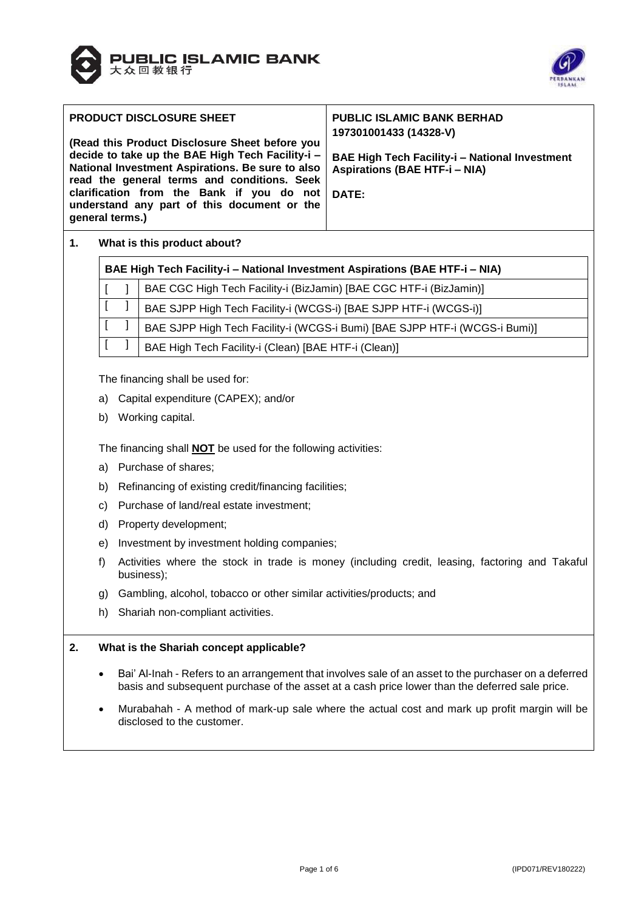| **PRODUCT DISCLOSURE SHEET**<br><br>**(Read this Product Disclosure Sheet before you decide to take up the BAE High Tech Facility-i – National Investment Aspirations. Be sure to also read the general terms and conditions. Seek clarification from the Bank if you do not understand any part of this document or the general terms.)** | **PUBLIC ISLAMIC BANK BERHAD**<br>**197301001433 (14328-V)**<br><br>**BAE High Tech Facility-i – National Investment Aspirations (BAE HTF-i – NIA)**<br><br>**DATE:** |
|---|---|

## 1. What is this product about?

| **BAE High Tech Facility-i – National Investment Aspirations (BAE HTF-i – NIA)** | |
|---|---|
| [ ] | BAE CGC High Tech Facility-i (BizJamin) [BAE CGC HTF-i (BizJamin)] |
| [ ] | BAE SJPP High Tech Facility-i (WCGS-i) [BAE SJPP HTF-i (WCGS-i)] |
| [ ] | BAE SJPP High Tech Facility-i (WCGS-i Bumi) [BAE SJPP HTF-i (WCGS-i Bumi)] |
| [ ] | BAE High Tech Facility-i (Clean) [BAE HTF-i (Clean)] |

The financing shall be used for:

a) Capital expenditure (CAPEX); and/or
b) Working capital.

The financing shall **NOT** be used for the following activities:

a) Purchase of shares;
b) Refinancing of existing credit/financing facilities;
c) Purchase of land/real estate investment;
d) Property development;
e) Investment by investment holding companies;
f) Activities where the stock in trade is money (including credit, leasing, factoring and Takaful business);
g) Gambling, alcohol, tobacco or other similar activities/products; and
h) Shariah non-compliant activities.

## 2. What is the Shariah concept applicable?

- Bai' Al-Inah - Refers to an arrangement that involves sale of an asset to the purchaser on a deferred basis and subsequent purchase of the asset at a cash price lower than the deferred sale price.
- Murabahah - A method of mark-up sale where the actual cost and mark up profit margin will be disclosed to the customer.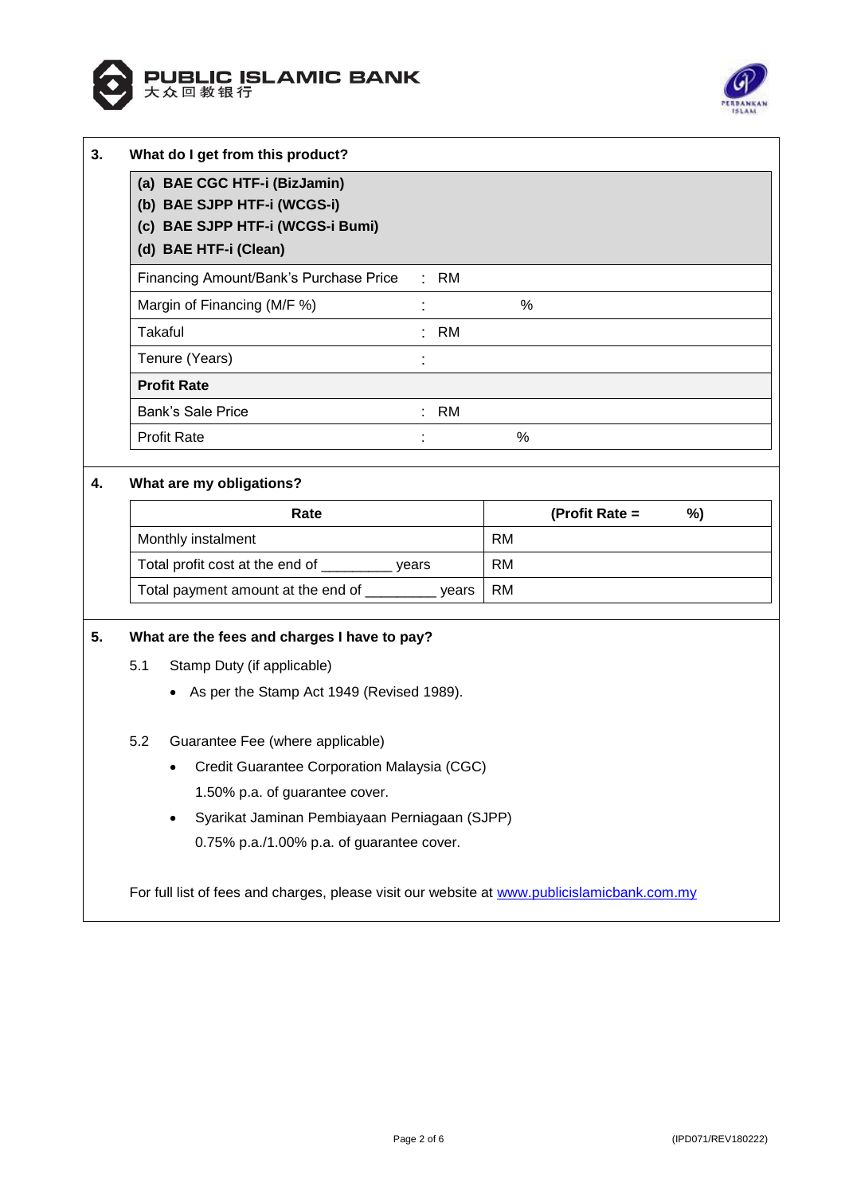## 3. What do I get from this product?

| (a) BAE CGC HTF-i (BizJamin)<br>(b) BAE SJPP HTF-i (WCGS-i)<br>(c) BAE SJPP HTF-i (WCGS-i Bumi)<br>(d) BAE HTF-i (Clean) | |
|---|---|
| Financing Amount/Bank's Purchase Price | : RM |
| Margin of Financing (M/F %) | : % |
| Takaful | : RM |
| Tenure (Years) | : |
| **Profit Rate** | |
| Bank's Sale Price | : RM |
| Profit Rate | : % |

## 4. What are my obligations?

| Rate | (Profit Rate = %) |
|---|---|
| Monthly instalment | RM |
| Total profit cost at the end of _________ years | RM |
| Total payment amount at the end of _________ years | RM |

## 5. What are the fees and charges I have to pay?

5.1 Stamp Duty (if applicable)

- As per the Stamp Act 1949 (Revised 1989).

5.2 Guarantee Fee (where applicable)

- Credit Guarantee Corporation Malaysia (CGC)
  1.50% p.a. of guarantee cover.
- Syarikat Jaminan Pembiayaan Perniagaan (SJPP)
  0.75% p.a./1.00% p.a. of guarantee cover.

For full list of fees and charges, please visit our website at www.publicislamicbank.com.my

(IPD071/REV180222)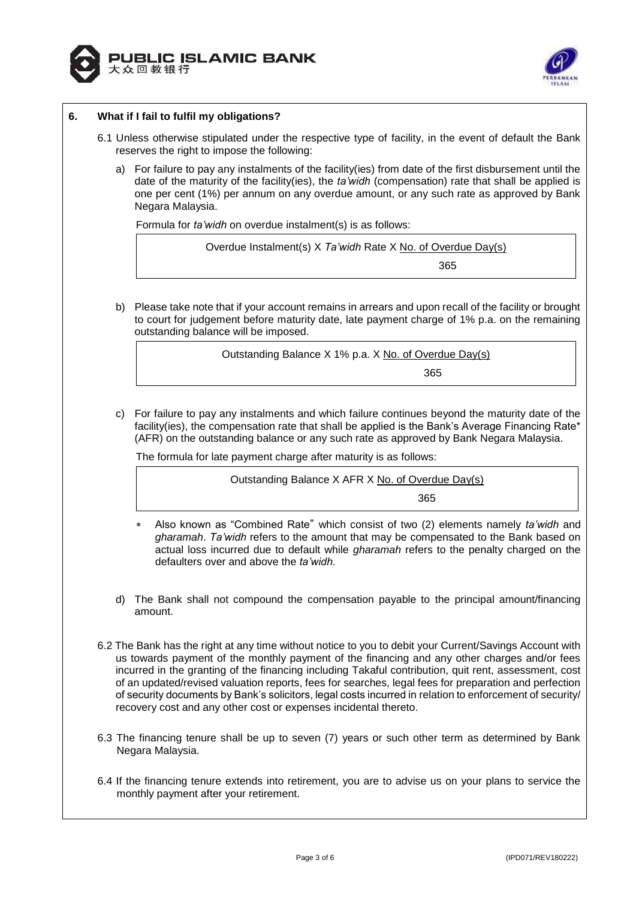## 6. What if I fail to fulfil my obligations?

6.1 Unless otherwise stipulated under the respective type of facility, in the event of default the Bank reserves the right to impose the following:

a) For failure to pay any instalments of the facility(ies) from date of the first disbursement until the date of the maturity of the facility(ies), the *ta'widh* (compensation) rate that shall be applied is one per cent (1%) per annum on any overdue amount, or any such rate as approved by Bank Negara Malaysia.

Formula for *ta'widh* on overdue instalment(s) is as follows:

$$\text{Overdue Instalment(s)} \times \textit{Ta'widh} \text{ Rate} \times \frac{\text{No. of Overdue Day(s)}}{365}$$

b) Please take note that if your account remains in arrears and upon recall of the facility or brought to court for judgement before maturity date, late payment charge of 1% p.a. on the remaining outstanding balance will be imposed.

$$\text{Outstanding Balance} \times 1\% \text{ p.a.} \times \frac{\text{No. of Overdue Day(s)}}{365}$$

c) For failure to pay any instalments and which failure continues beyond the maturity date of the facility(ies), the compensation rate that shall be applied is the Bank's Average Financing Rate* (AFR) on the outstanding balance or any such rate as approved by Bank Negara Malaysia.

The formula for late payment charge after maturity is as follows:

$$\text{Outstanding Balance} \times \text{AFR} \times \frac{\text{No. of Overdue Day(s)}}{365}$$

- \* Also known as "Combined Rate" which consist of two (2) elements namely *ta'widh* and *gharamah*. *Ta'widh* refers to the amount that may be compensated to the Bank based on actual loss incurred due to default while *gharamah* refers to the penalty charged on the defaulters over and above the *ta'widh*.

d) The Bank shall not compound the compensation payable to the principal amount/financing amount.

6.2 The Bank has the right at any time without notice to you to debit your Current/Savings Account with us towards payment of the monthly payment of the financing and any other charges and/or fees incurred in the granting of the financing including Takaful contribution, quit rent, assessment, cost of an updated/revised valuation reports, fees for searches, legal fees for preparation and perfection of security documents by Bank's solicitors, legal costs incurred in relation to enforcement of security/ recovery cost and any other cost or expenses incidental thereto.

6.3 The financing tenure shall be up to seven (7) years or such other term as determined by Bank Negara Malaysia.

6.4 If the financing tenure extends into retirement, you are to advise us on your plans to service the monthly payment after your retirement.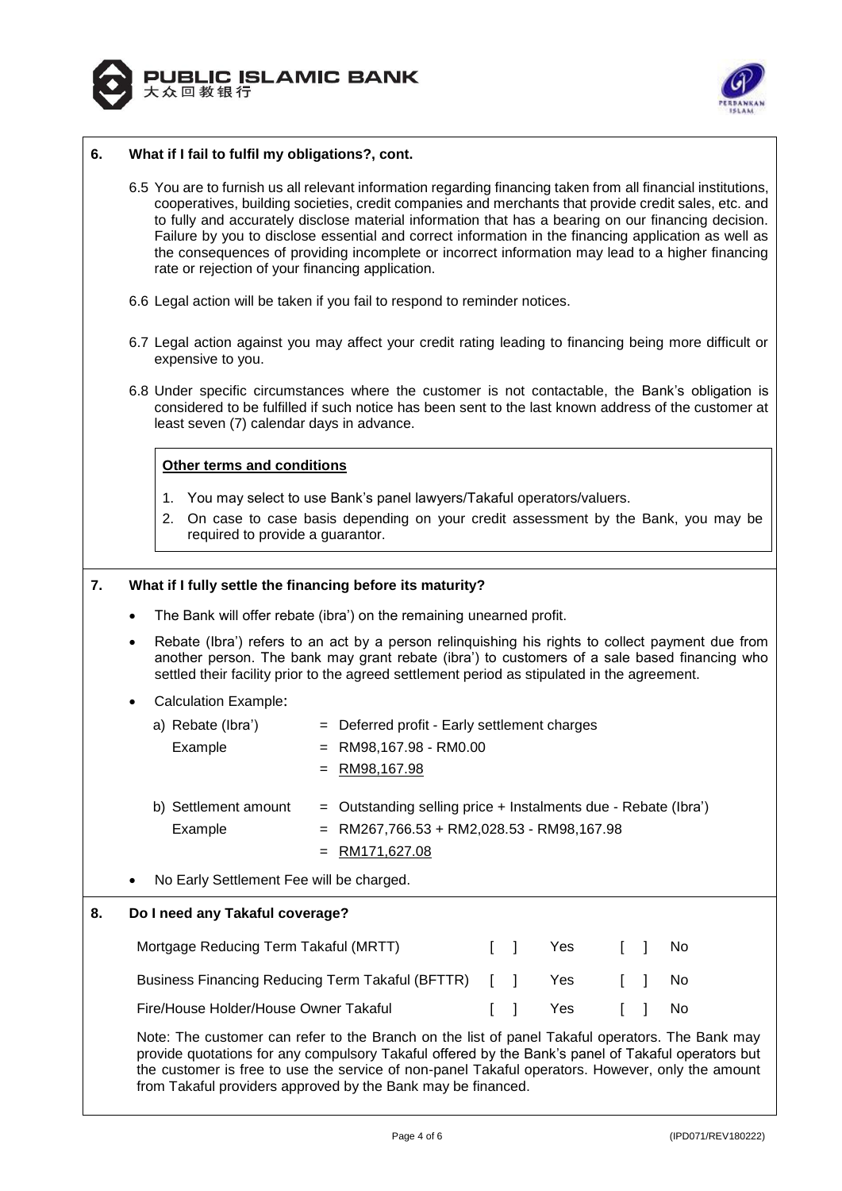## 6. What if I fail to fulfil my obligations?, cont.

6.5 You are to furnish us all relevant information regarding financing taken from all financial institutions, cooperatives, building societies, credit companies and merchants that provide credit sales, etc. and to fully and accurately disclose material information that has a bearing on our financing decision. Failure by you to disclose essential and correct information in the financing application as well as the consequences of providing incomplete or incorrect information may lead to a higher financing rate or rejection of your financing application.

6.6 Legal action will be taken if you fail to respond to reminder notices.

6.7 Legal action against you may affect your credit rating leading to financing being more difficult or expensive to you.

6.8 Under specific circumstances where the customer is not contactable, the Bank's obligation is considered to be fulfilled if such notice has been sent to the last known address of the customer at least seven (7) calendar days in advance.

**Other terms and conditions**

1. You may select to use Bank's panel lawyers/Takaful operators/valuers.
2. On case to case basis depending on your credit assessment by the Bank, you may be required to provide a guarantor.

## 7. What if I fully settle the financing before its maturity?

- The Bank will offer rebate (ibra') on the remaining unearned profit.
- Rebate (Ibra') refers to an act by a person relinquishing his rights to collect payment due from another person. The bank may grant rebate (ibra') to customers of a sale based financing who settled their facility prior to the agreed settlement period as stipulated in the agreement.
- Calculation Example:

| | |
|---|---|
| a) Rebate (Ibra') | = Deferred profit - Early settlement charges |
| Example | = RM98,167.98 - RM0.00 |
| | = RM98,167.98 |
| b) Settlement amount | = Outstanding selling price + Instalments due - Rebate (Ibra') |
| Example | = RM267,766.53 + RM2,028.53 - RM98,167.98 |
| | = RM171,627.08 |

- No Early Settlement Fee will be charged.

## 8. Do I need any Takaful coverage?

| | | | | |
|---|---|---|---|---|
| Mortgage Reducing Term Takaful (MRTT) | [ ] | Yes | [ ] | No |
| Business Financing Reducing Term Takaful (BFTTR) | [ ] | Yes | [ ] | No |
| Fire/House Holder/House Owner Takaful | [ ] | Yes | [ ] | No |

Note: The customer can refer to the Branch on the list of panel Takaful operators. The Bank may provide quotations for any compulsory Takaful offered by the Bank's panel of Takaful operators but the customer is free to use the service of non-panel Takaful operators. However, only the amount from Takaful providers approved by the Bank may be financed.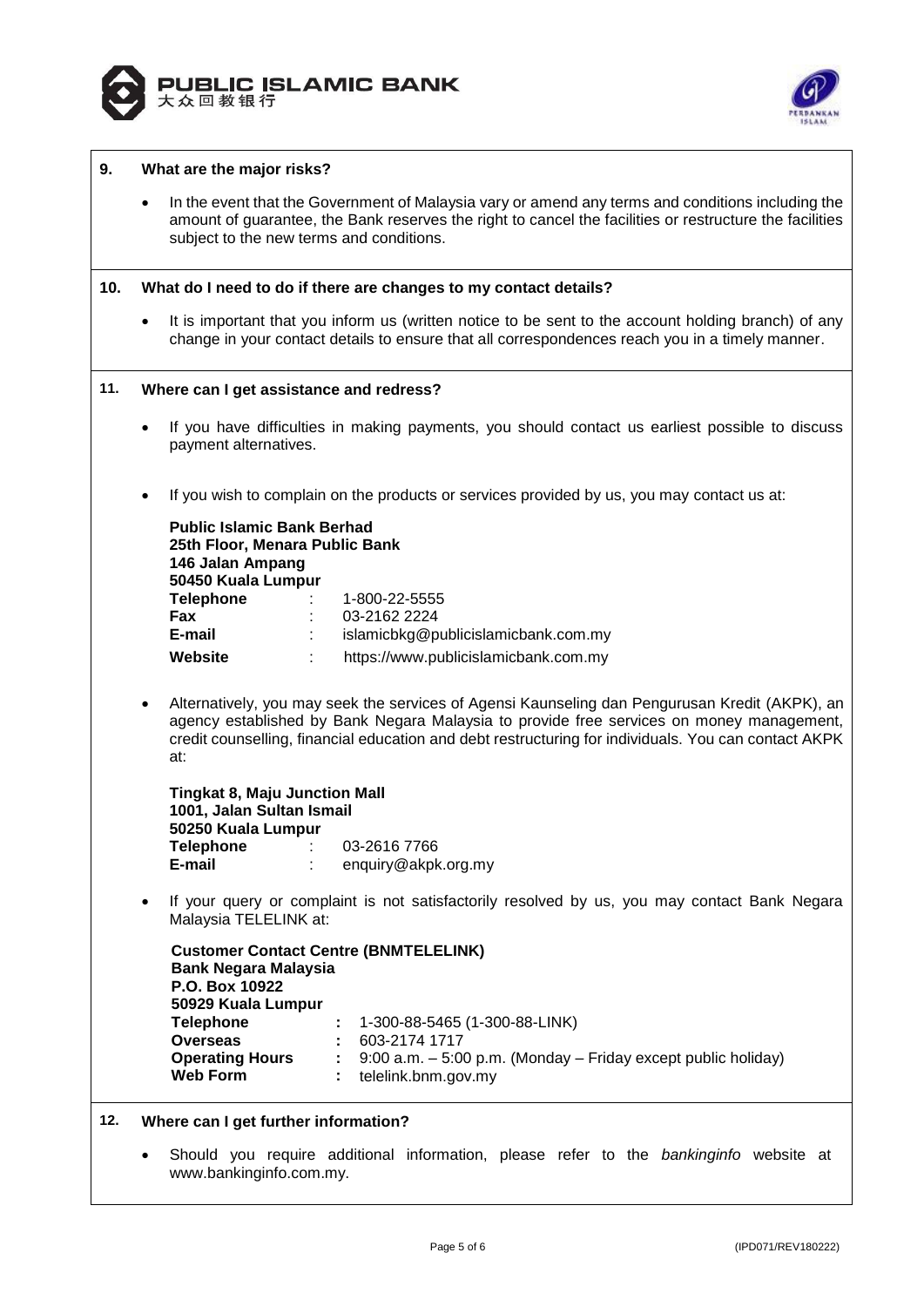## 9. What are the major risks?

- In the event that the Government of Malaysia vary or amend any terms and conditions including the amount of guarantee, the Bank reserves the right to cancel the facilities or restructure the facilities subject to the new terms and conditions.

## 10. What do I need to do if there are changes to my contact details?

- It is important that you inform us (written notice to be sent to the account holding branch) of any change in your contact details to ensure that all correspondences reach you in a timely manner.

## 11. Where can I get assistance and redress?

- If you have difficulties in making payments, you should contact us earliest possible to discuss payment alternatives.

- If you wish to complain on the products or services provided by us, you may contact us at:

  **Public Islamic Bank Berhad**
  **25th Floor, Menara Public Bank**
  **146 Jalan Ampang**
  **50450 Kuala Lumpur**

  | | | |
  |---|---|---|
  | **Telephone** | : | 1-800-22-5555 |
  | **Fax** | : | 03-2162 2224 |
  | **E-mail** | : | islamicbkg@publicislamicbank.com.my |
  | **Website** | : | https://www.publicislamicbank.com.my |

- Alternatively, you may seek the services of Agensi Kaunseling dan Pengurusan Kredit (AKPK), an agency established by Bank Negara Malaysia to provide free services on money management, credit counselling, financial education and debt restructuring for individuals. You can contact AKPK at:

  **Tingkat 8, Maju Junction Mall**
  **1001, Jalan Sultan Ismail**
  **50250 Kuala Lumpur**

  | | | |
  |---|---|---|
  | **Telephone** | : | 03-2616 7766 |
  | **E-mail** | : | enquiry@akpk.org.my |

- If your query or complaint is not satisfactorily resolved by us, you may contact Bank Negara Malaysia TELELINK at:

  **Customer Contact Centre (BNMTELELINK)**
  **Bank Negara Malaysia**
  **P.O. Box 10922**
  **50929 Kuala Lumpur**

  | | | |
  |---|---|---|
  | **Telephone** | : | 1-300-88-5465 (1-300-88-LINK) |
  | **Overseas** | : | 603-2174 1717 |
  | **Operating Hours** | : | 9:00 a.m. – 5:00 p.m. (Monday – Friday except public holiday) |
  | **Web Form** | : | telelink.bnm.gov.my |

## 12. Where can I get further information?

- Should you require additional information, please refer to the *bankinginfo* website at www.bankinginfo.com.my.

(IPD071/REV180222)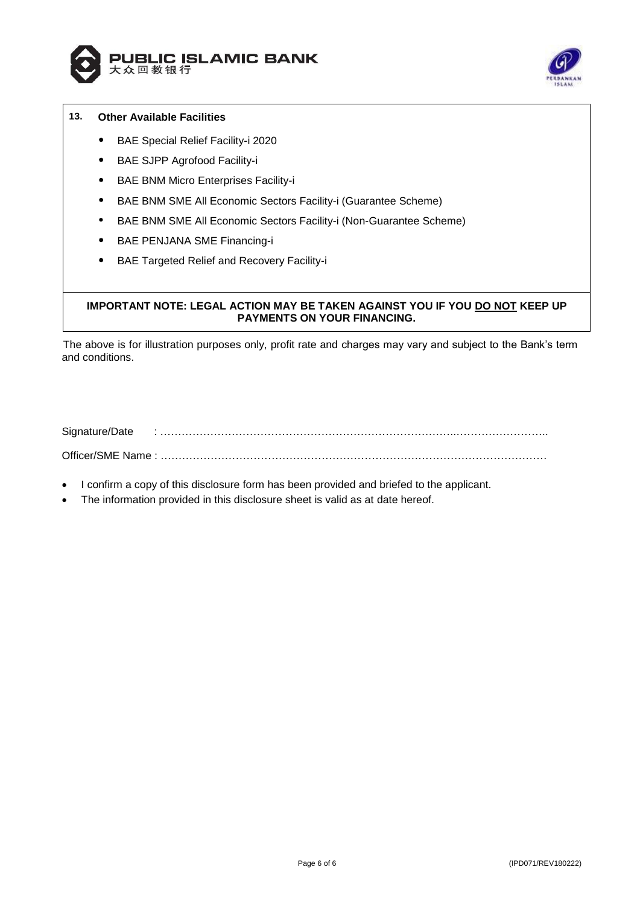## 13. Other Available Facilities

- BAE Special Relief Facility-i 2020
- BAE SJPP Agrofood Facility-i
- BAE BNM Micro Enterprises Facility-i
- BAE BNM SME All Economic Sectors Facility-i (Guarantee Scheme)
- BAE BNM SME All Economic Sectors Facility-i (Non-Guarantee Scheme)
- BAE PENJANA SME Financing-i
- BAE Targeted Relief and Recovery Facility-i

**IMPORTANT NOTE: LEGAL ACTION MAY BE TAKEN AGAINST YOU IF YOU <u>DO NOT</u> KEEP UP PAYMENTS ON YOUR FINANCING.**

The above is for illustration purposes only, profit rate and charges may vary and subject to the Bank's term and conditions.

Signature/Date : ………………………………………………………………………..……………………..

Officer/SME Name : ……………………………………………………………………………………………

- I confirm a copy of this disclosure form has been provided and briefed to the applicant.
- The information provided in this disclosure sheet is valid as at date hereof.

(IPD071/REV180222)